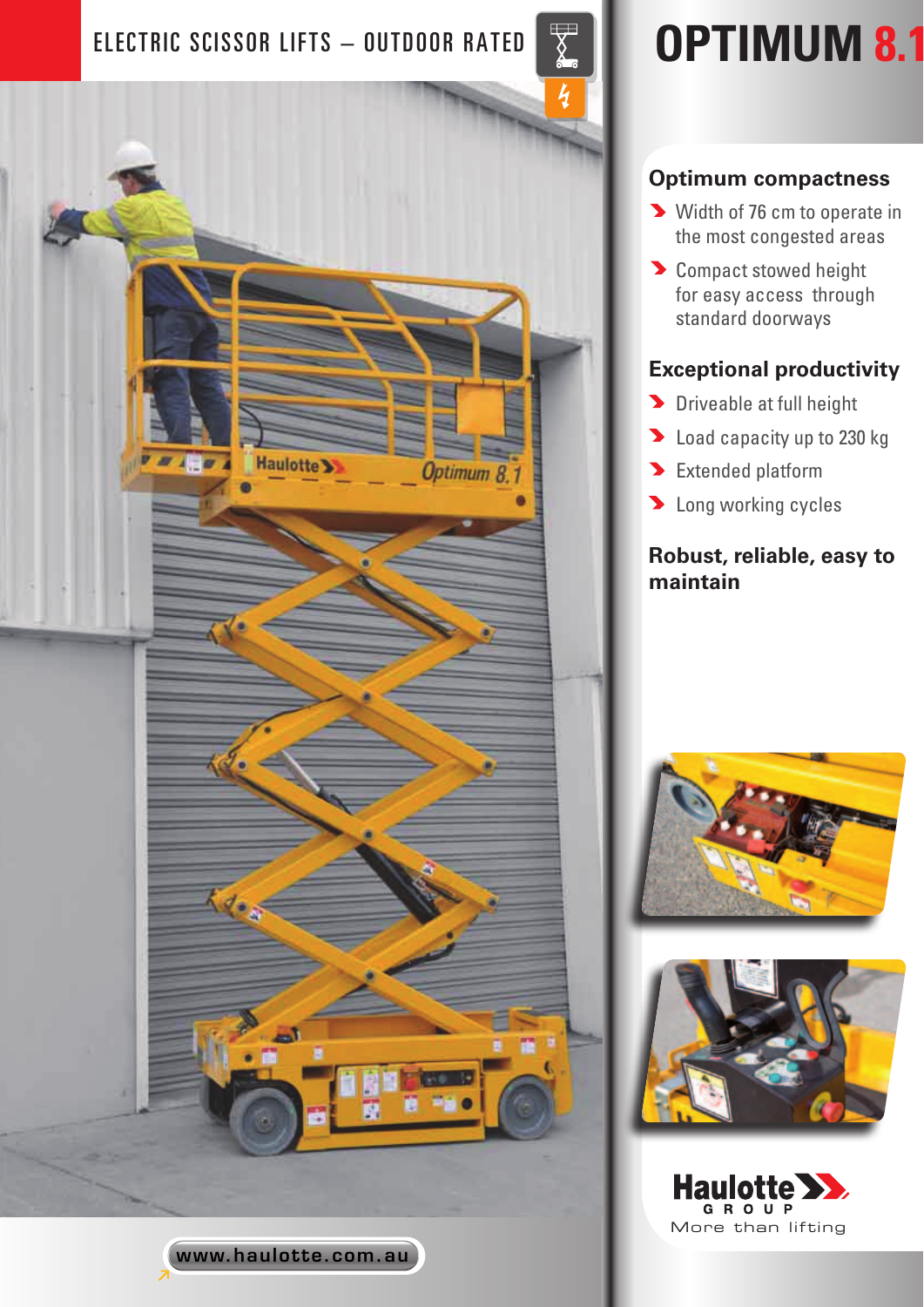ELECTRIC SCISSOR LIFTS – OUTDOOR RATED

# OPTIMUM 8.1

## Optimum compactness

- Width of 76 cm to operate in the most congested areas
- Compact stowed height for easy access through standard doorways

## Exceptional productivity

- Driveable at full height
- Load capacity up to 230 kg
- Extended platform
- Long working cycles

## Robust, reliable, easy to maintain

Haulotte GROUP
More than lifting

www.haulotte.com.au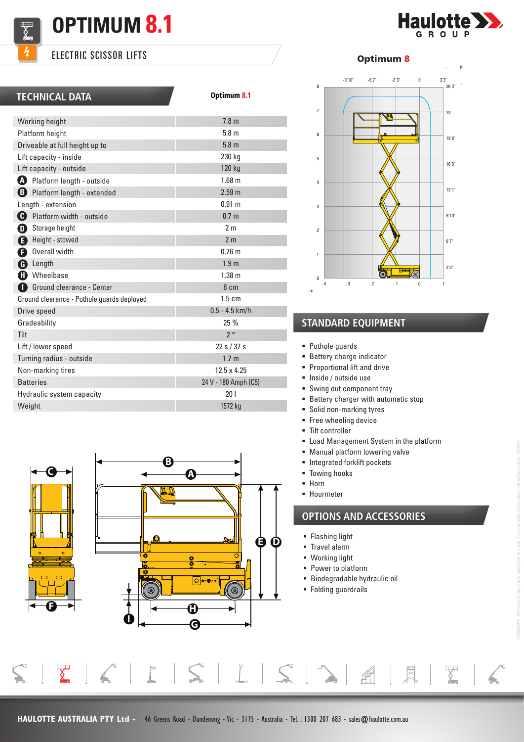# OPTIMUM 8.1

ELECTRIC SCISSOR LIFTS

## TECHNICAL DATA

| | Optimum 8.1 |
|---|---|
| Working height | 7.8 m |
| Platform height | 5.8 m |
| Driveable at full height up to | 5.8 m |
| Lift capacity - inside | 230 kg |
| Lift capacity - outside | 120 kg |
| A Platform length - outside | 1.68 m |
| B Platform length - extended | 2.59 m |
| Length - extension | 0.91 m |
| C Platform width - outside | 0.7 m |
| D Storage height | 2 m |
| E Height - stowed | 2 m |
| F Overall width | 0.76 m |
| G Length | 1.9 m |
| H Wheelbase | 1.38 m |
| I Ground clearance - Center | 8 cm |
| Ground clearance - Pothole guards deployed | 1.5 cm |
| Drive speed | 0.5 - 4.5 km/h |
| Gradeability | 25 % |
| Tilt | 2 ° |
| Lift / lower speed | 22 s / 37 s |
| Turning radius - outside | 1.7 m |
| Non-marking tires | 12.5 x 4.25 |
| Batteries | 24 V - 180 Amph (C5) |
| Hydraulic system capacity | 20 l |
| Weight | 1572 kg |

Optimum 8

ft: -9'10" -6'7" -3'3" 0 3'3"

26'3" 23' 19'8" 16'5" 13'1" 9'10" 6'7" 3'3"

m: 8 7 6 5 4 3 2 1 0

-4 -3 -2 -1 0 1

## STANDARD EQUIPMENT

- Pothole guards
- Battery charge indicator
- Proportional lift and drive
- Inside / outside use
- Swing out component tray
- Battery charger with automatic stop
- Solid non-marking tyres
- Free wheeling device
- Tilt controller
- Load Management System in the platform
- Manual platform lowering valve
- Integrated forklift pockets
- Towing hooks
- Horn
- Hourmeter

## OPTIONS AND ACCESSORIES

- Flashing light
- Travel alarm
- Working light
- Power to platform
- Biodegradable hydraulic oil
- Folding guardrails

**HAULOTTE AUSTRALIA PTY Ltd** - 46 Greens Road - Dandenong - Vic - 3175 - Australia - Tel. : 1300 207 683 - sales@haulotte.com.au